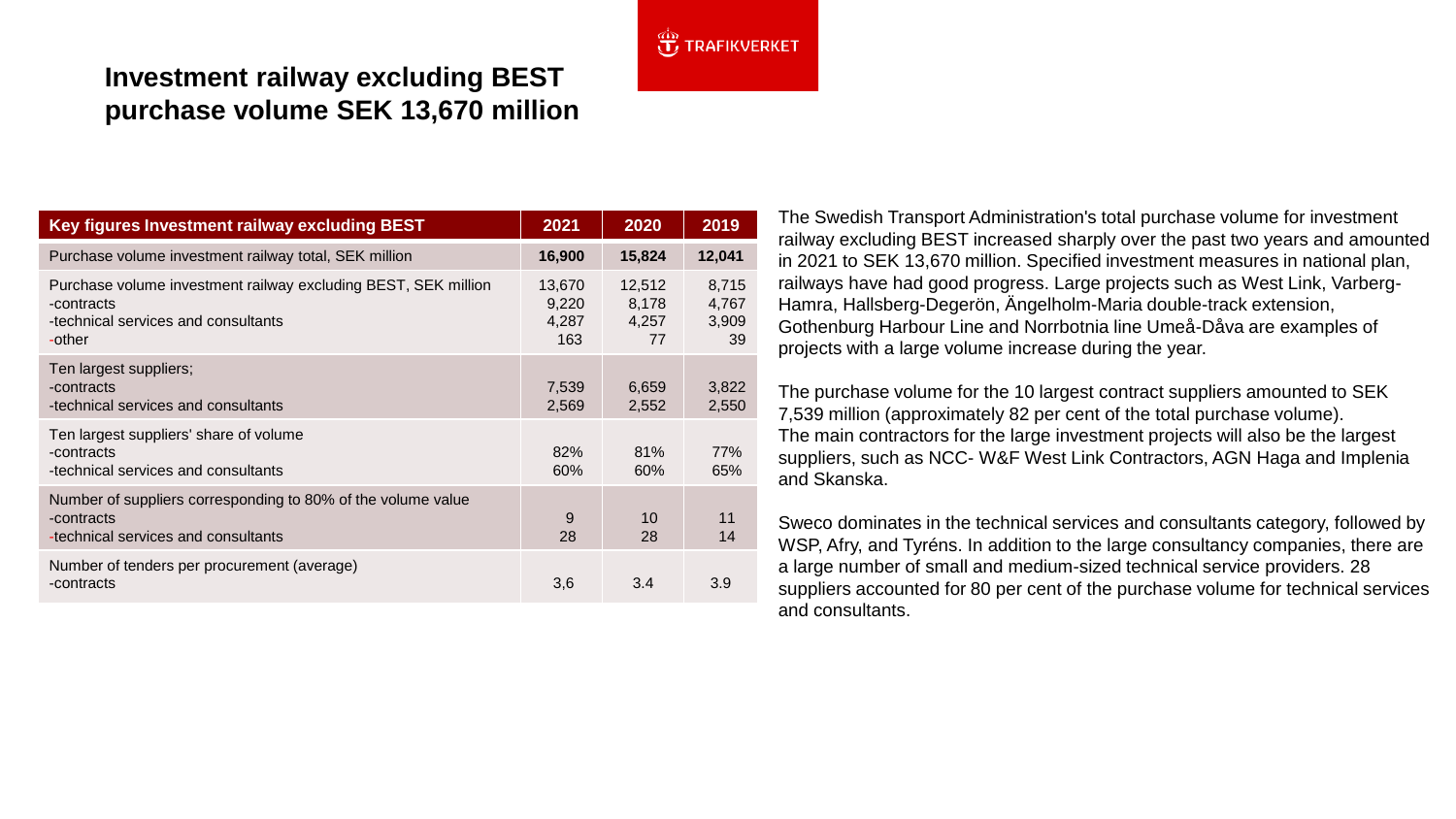# Investment railway excluding BEST purchase volume SEK 13,670 million

| Key figures Investment railway excluding BEST | 2021 | 2020 | 2019 |
| --- | --- | --- | --- |
| Purchase volume investment railway total, SEK million | **16,900** | **15,824** | **12,041** |
| Purchase volume investment railway excluding BEST, SEK million | 13,670 | 12,512 | 8,715 |
| -contracts | 9,220 | 8,178 | 4,767 |
| -technical services and consultants | 4,287 | 4,257 | 3,909 |
| -other | 163 | 77 | 39 |
| Ten largest suppliers; | | | |
| -contracts | 7,539 | 6,659 | 3,822 |
| -technical services and consultants | 2,569 | 2,552 | 2,550 |
| Ten largest suppliers' share of volume | | | |
| -contracts | 82% | 81% | 77% |
| -technical services and consultants | 60% | 60% | 65% |
| Number of suppliers corresponding to 80% of the volume value | | | |
| -contracts | 9 | 10 | 11 |
| -technical services and consultants | 28 | 28 | 14 |
| Number of tenders per procurement (average) | | | |
| -contracts | 3,6 | 3.4 | 3.9 |

The Swedish Transport Administration's total purchase volume for investment railway excluding BEST increased sharply over the past two years and amounted in 2021 to SEK 13,670 million. Specified investment measures in national plan, railways have had good progress. Large projects such as West Link, Varberg-Hamra, Hallsberg-Degerön, Ängelholm-Maria double-track extension, Gothenburg Harbour Line and Norrbotnia line Umeå-Dåva are examples of projects with a large volume increase during the year.

The purchase volume for the 10 largest contract suppliers amounted to SEK 7,539 million (approximately 82 per cent of the total purchase volume). The main contractors for the large investment projects will also be the largest suppliers, such as NCC- W&F West Link Contractors, AGN Haga and Implenia and Skanska.

Sweco dominates in the technical services and consultants category, followed by WSP, Afry, and Tyréns. In addition to the large consultancy companies, there are a large number of small and medium-sized technical service providers. 28 suppliers accounted for 80 per cent of the purchase volume for technical services and consultants.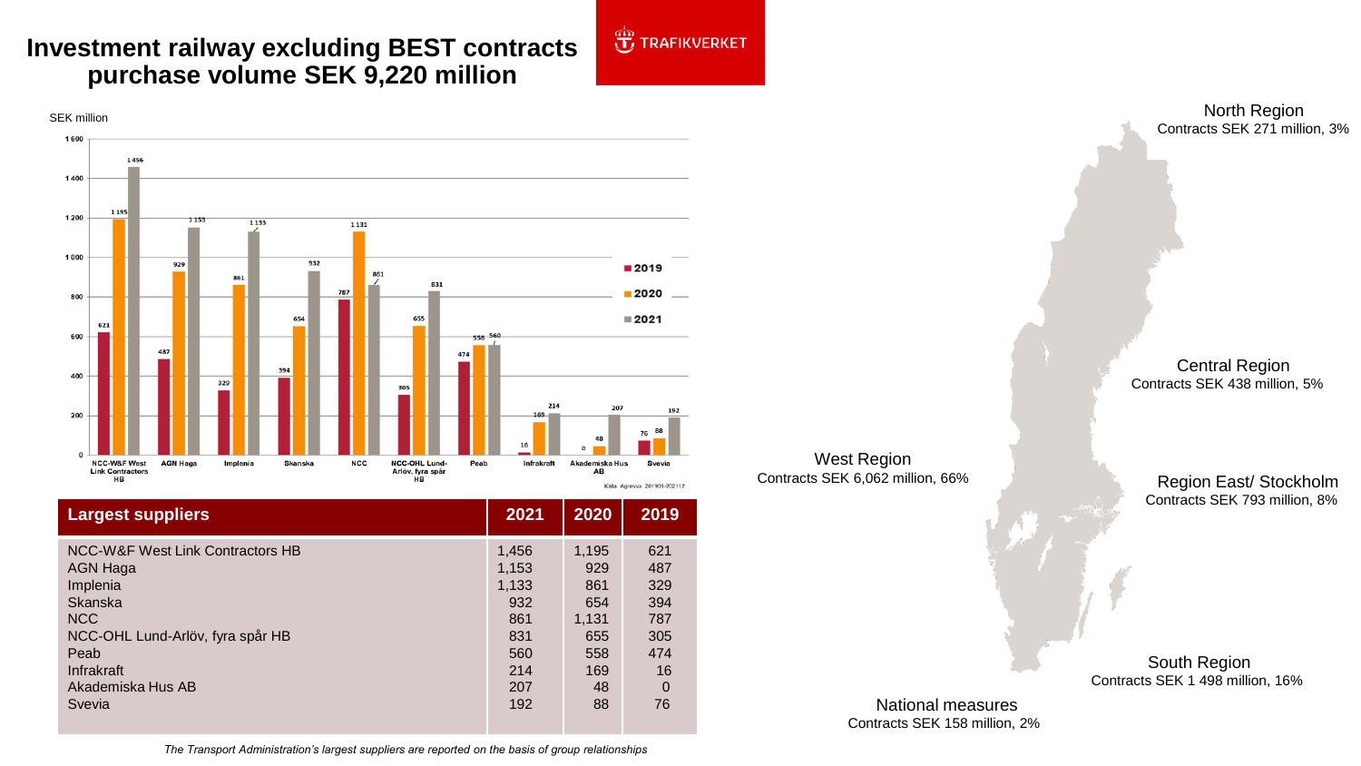# Investment railway excluding BEST contracts purchase volume SEK 9,220 million

TRAFIKVERKET

SEK million

| | 2019 | 2020 | 2021 |
|---|---|---|---|
| NCC-W&F West Link Contractors HB | 621 | 1 195 | 1 456 |
| AGN Haga | 487 | 929 | 1 153 |
| Implenia | 329 | 861 | 1 133 |
| Skanska | 394 | 654 | 932 |
| NCC | 787 | 1 131 | 861 |
| NCC-OHL Lund-Arlöv, fyra spår HB | 305 | 655 | 831 |
| Peab | 474 | 558 | 560 |
| Infrakraft | 16 | 169 | 214 |
| Akademiska Hus AB | 0 | 48 | 207 |
| Svevia | 76 | 88 | 192 |

Källa: Agresso 201901-202112

| Largest suppliers | 2021 | 2020 | 2019 |
|---|---|---|---|
| NCC-W&F West Link Contractors HB | 1,456 | 1,195 | 621 |
| AGN Haga | 1,153 | 929 | 487 |
| Implenia | 1,133 | 861 | 329 |
| Skanska | 932 | 654 | 394 |
| NCC | 861 | 1,131 | 787 |
| NCC-OHL Lund-Arlöv, fyra spår HB | 831 | 655 | 305 |
| Peab | 560 | 558 | 474 |
| Infrakraft | 214 | 169 | 16 |
| Akademiska Hus AB | 207 | 48 | 0 |
| Svevia | 192 | 88 | 76 |

*The Transport Administration's largest suppliers are reported on the basis of group relationships*

North Region
Contracts SEK 271 million, 3%

Central Region
Contracts SEK 438 million, 5%

West Region
Contracts SEK 6,062 million, 66%

Region East/ Stockholm
Contracts SEK 793 million, 8%

South Region
Contracts SEK 1 498 million, 16%

National measures
Contracts SEK 158 million, 2%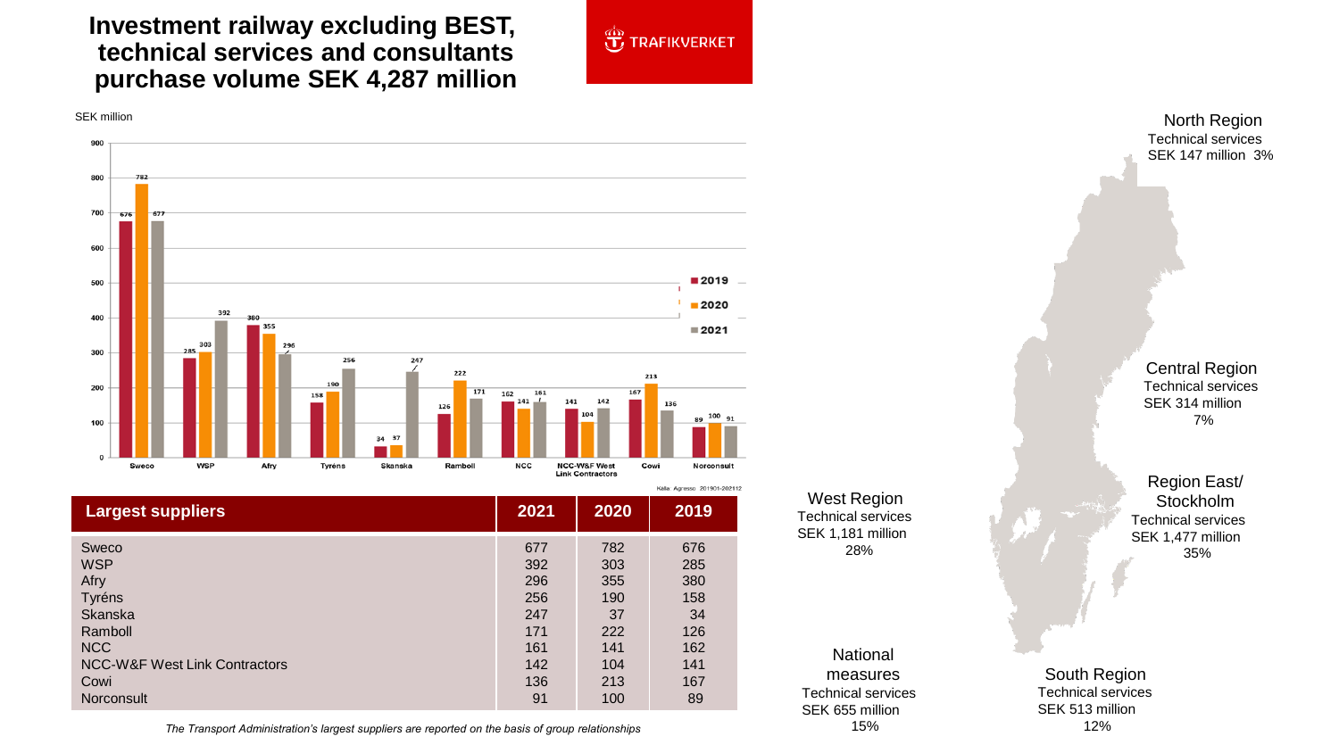# Investment railway excluding BEST, technical services and consultants purchase volume SEK 4,287 million

TRAFIKVERKET

SEK million

Källa: Agresso 201901-202112

| Largest suppliers | 2021 | 2020 | 2019 |
|---|---|---|---|
| Sweco | 677 | 782 | 676 |
| WSP | 392 | 303 | 285 |
| Afry | 296 | 355 | 380 |
| Tyréns | 256 | 190 | 158 |
| Skanska | 247 | 37 | 34 |
| Ramboll | 171 | 222 | 126 |
| NCC | 161 | 141 | 162 |
| NCC-W&F West Link Contractors | 142 | 104 | 141 |
| Cowi | 136 | 213 | 167 |
| Norconsult | 91 | 100 | 89 |

*The Transport Administration's largest suppliers are reported on the basis of group relationships*

**North Region**
Technical services
SEK 147 million 3%

**Central Region**
Technical services
SEK 314 million
7%

**Region East/ Stockholm**
Technical services
SEK 1,477 million
35%

**West Region**
Technical services
SEK 1,181 million
28%

**National measures**
Technical services
SEK 655 million
15%

**South Region**
Technical services
SEK 513 million
12%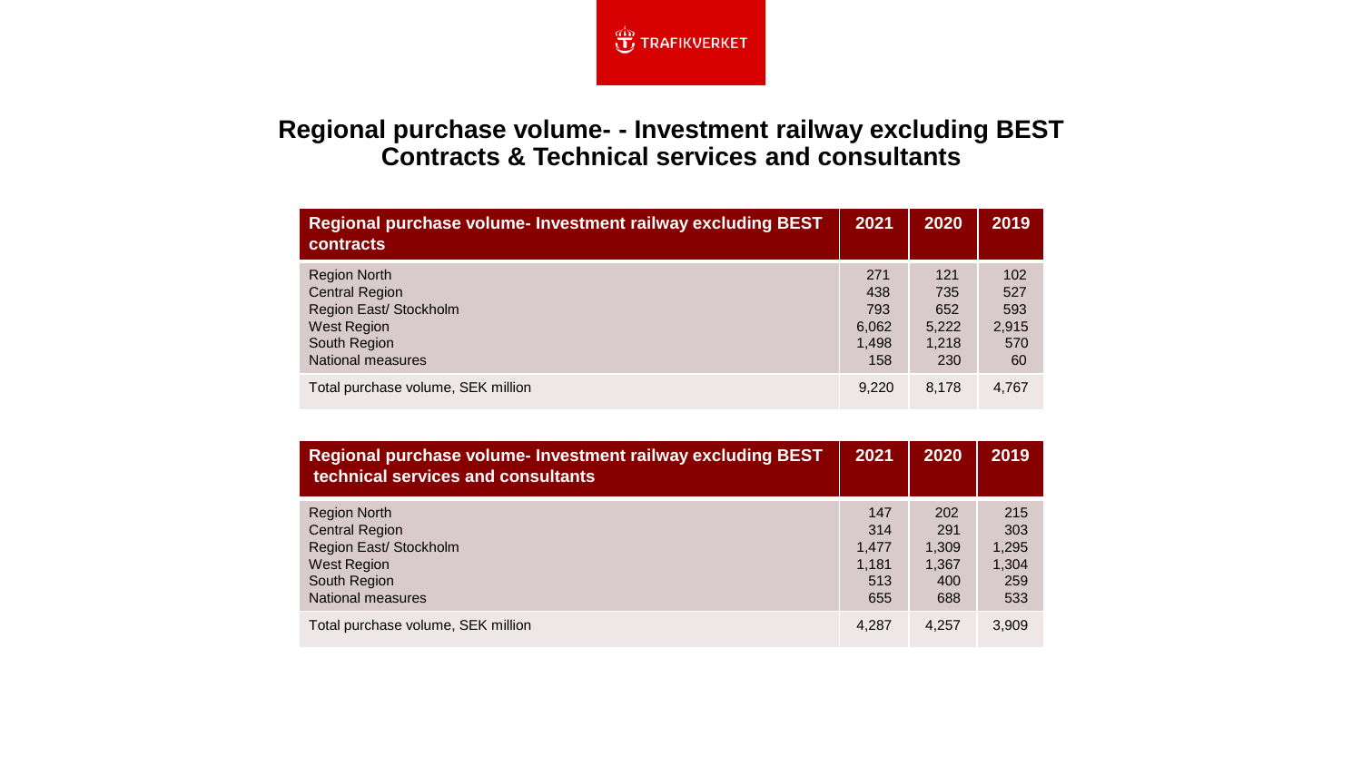# Regional purchase volume- - Investment railway excluding BEST Contracts & Technical services and consultants

| Regional purchase volume- Investment railway excluding BEST contracts | 2021 | 2020 | 2019 |
|---|---|---|---|
| Region North | 271 | 121 | 102 |
| Central Region | 438 | 735 | 527 |
| Region East/ Stockholm | 793 | 652 | 593 |
| West Region | 6,062 | 5,222 | 2,915 |
| South Region | 1,498 | 1,218 | 570 |
| National measures | 158 | 230 | 60 |
| Total purchase volume, SEK million | 9,220 | 8,178 | 4,767 |

| Regional purchase volume- Investment railway excluding BEST technical services and consultants | 2021 | 2020 | 2019 |
|---|---|---|---|
| Region North | 147 | 202 | 215 |
| Central Region | 314 | 291 | 303 |
| Region East/ Stockholm | 1,477 | 1,309 | 1,295 |
| West Region | 1,181 | 1,367 | 1,304 |
| South Region | 513 | 400 | 259 |
| National measures | 655 | 688 | 533 |
| Total purchase volume, SEK million | 4,287 | 4,257 | 3,909 |